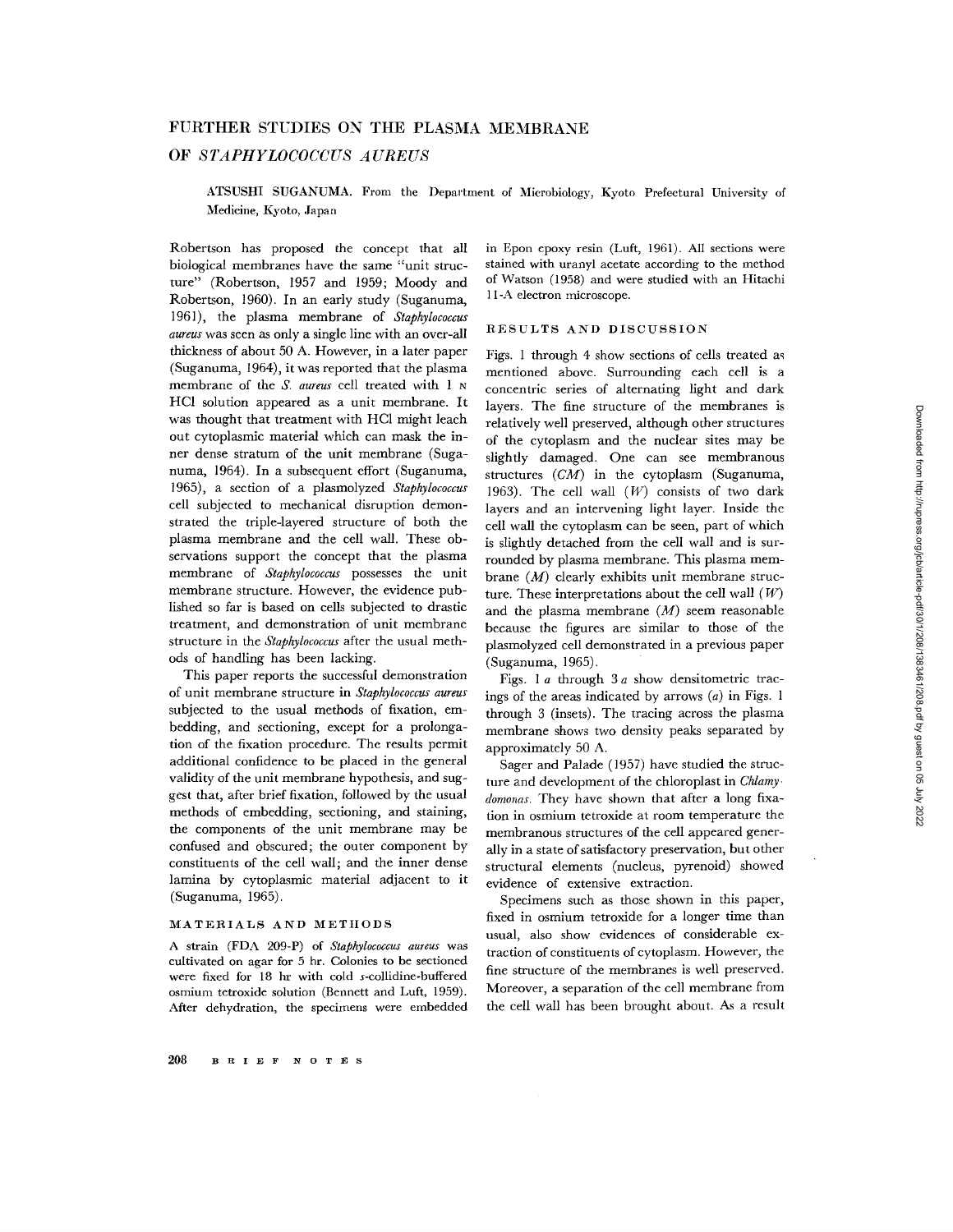# FURTHER STUDIES ON THE PLASMA MEMBRANE OF *STAPHYLOCOCCUS AUREUS*

ATSUSHI SUGANUMA. From the Department of Microbiology, Kyoto Prefectural University of Medicine, Kyoto, Japan

Robertson has proposed the concept that all biological membranes have the same "unit structure" (Robertson, 1957 and 1959; Moody and Robertson, 1960). In an early study (Suganuma, 1961), the plasma membrane of *Staphylococcus aureus* was seen as only a single line with an over-all thickness of about 50 A. However, in a later paper (Suganuma, 1964), it was reported that the plasma membrane of the *S. aureus* cell treated with 1 N HCl solution appeared as a unit membrane. It was thought that treatment with HCl might leach out cytoplasmic material which can mask the inner dense stratum of the unit membrane (Suganuma, 1964). In a subsequent effort (Suganuma, 1965), a section of a plasmolyzed *Staphylococcus* cell subjected to mechanical disruption demonstrated the triple-layered structure of both the plasma membrane and the cell wall. These observations support the concept that the plasma membrane of *Staphylococcus* possesses the unit membrane structure. However, the evidence published so far is based on cells subjected to drastic treatment, and demonstration of unit membrane structure in the *Staphylococcus* after the usual methods of handling has been lacking.

This paper reports the successful demonstration of unit membrane structure in *Staphylococcus aureus* subjected to the usual methods of fixation, embedding, and sectioning, except for a prolongation of the fixation procedure. The results permit additional confidence to be placed in the general validity of the unit membrane hypothesis, and suggest that, after brief fixation, followed by the usual methods of embedding, sectioning, and staining, the components of the unit membrane may be confused and obscured; the outer component by constituents of the cell wall; and the inner dense lamina by cytoplasmic material adjacent to it (Suganuma, 1965).

## MATERIALS AND METHODS

A strain (FDA 209-P) of *Staphylococcus aureus* was cultivated on agar for 5 hr. Colonies to be sectioned were fixed for 18 hr with cold *s*-collidine-buffered osmium tetroxide solution (Bennett and Luft, 1959). After dehydration, the specimens were embedded in Epon epoxy resin (Luft, 1961). All sections were stained with uranyl acetate according to the method of Watson (1958) and were studied with an Hitachi 11-A electron microscope.

## RESULTS AND DISCUSSION

Figs. 1 through 4 show sections of cells treated as mentioned above. Surrounding each cell is a concentric series of alternating light and dark layers. The fine structure of the membranes is relatively well preserved, although other structures of the cytoplasm and the nuclear sites may be slightly damaged. One can see membranous structures (*CM*) in the cytoplasm (Suganuma, 1963). The cell wall (*W*) consists of two dark layers and an intervening light layer. Inside the cell wall the cytoplasm can be seen, part of which is slightly detached from the cell wall and is surrounded by plasma membrane. This plasma membrane (*M*) clearly exhibits unit membrane structure. These interpretations about the cell wall (*W*) and the plasma membrane (*M*) seem reasonable because the figures are similar to those of the plasmolyzed cell demonstrated in a previous paper (Suganuma, 1965).

Figs. 1 *a* through 3 *a* show densitometric tracings of the areas indicated by arrows (*a*) in Figs. 1 through 3 (insets). The tracing across the plasma membrane shows two density peaks separated by approximately 50 A.

Sager and Palade (1957) have studied the structure and development of the chloroplast in *Chlamydomonas*. They have shown that after a long fixation in osmium tetroxide at room temperature the membranous structures of the cell appeared generally in a state of satisfactory preservation, but other structural elements (nucleus, pyrenoid) showed evidence of extensive extraction.

Specimens such as those shown in this paper, fixed in osmium tetroxide for a longer time than usual, also show evidences of considerable extraction of constituents of cytoplasm. However, the fine structure of the membranes is well preserved. Moreover, a separation of the cell membrane from the cell wall has been brought about. As a result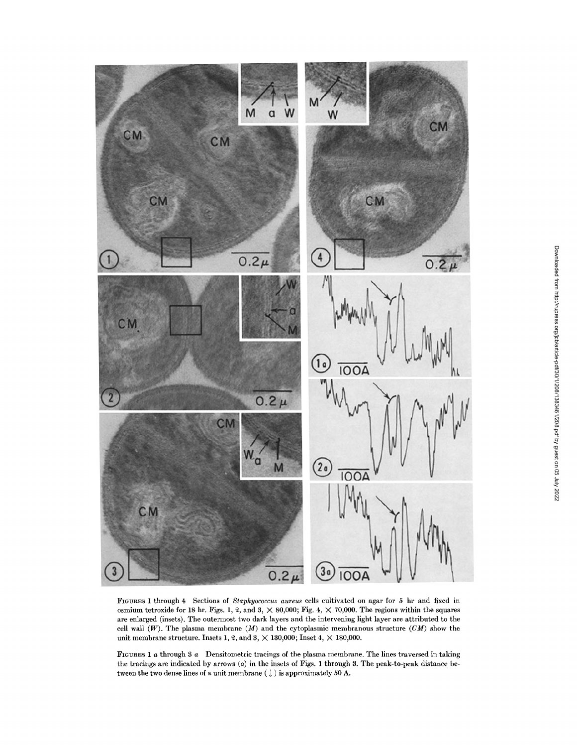FIGURES 1 through 4 Sections of *Staphyococcus aureus* cells cultivated on agar for 5 hr and fixed in osmium tetroxide for 18 hr. Figs. 1, 2, and 3, × 80,000; Fig. 4, × 70,000. The regions within the squares are enlarged (insets). The outermost two dark layers and the intervening light layer are attributed to the cell wall (*W*). The plasma membrane (*M*) and the cytoplasmic membranous structure (*CM*) show the unit membrane structure. Insets 1, 2, and 3, × 130,000; Inset 4, × 180,000.

FIGURES 1 *a* through 3 *a* Densitometric tracings of the plasma membrane. The lines traversed in taking the tracings are indicated by arrows (*a*) in the insets of Figs. 1 through 3. The peak-to-peak distance between the two dense lines of a unit membrane (↓) is approximately 50 A.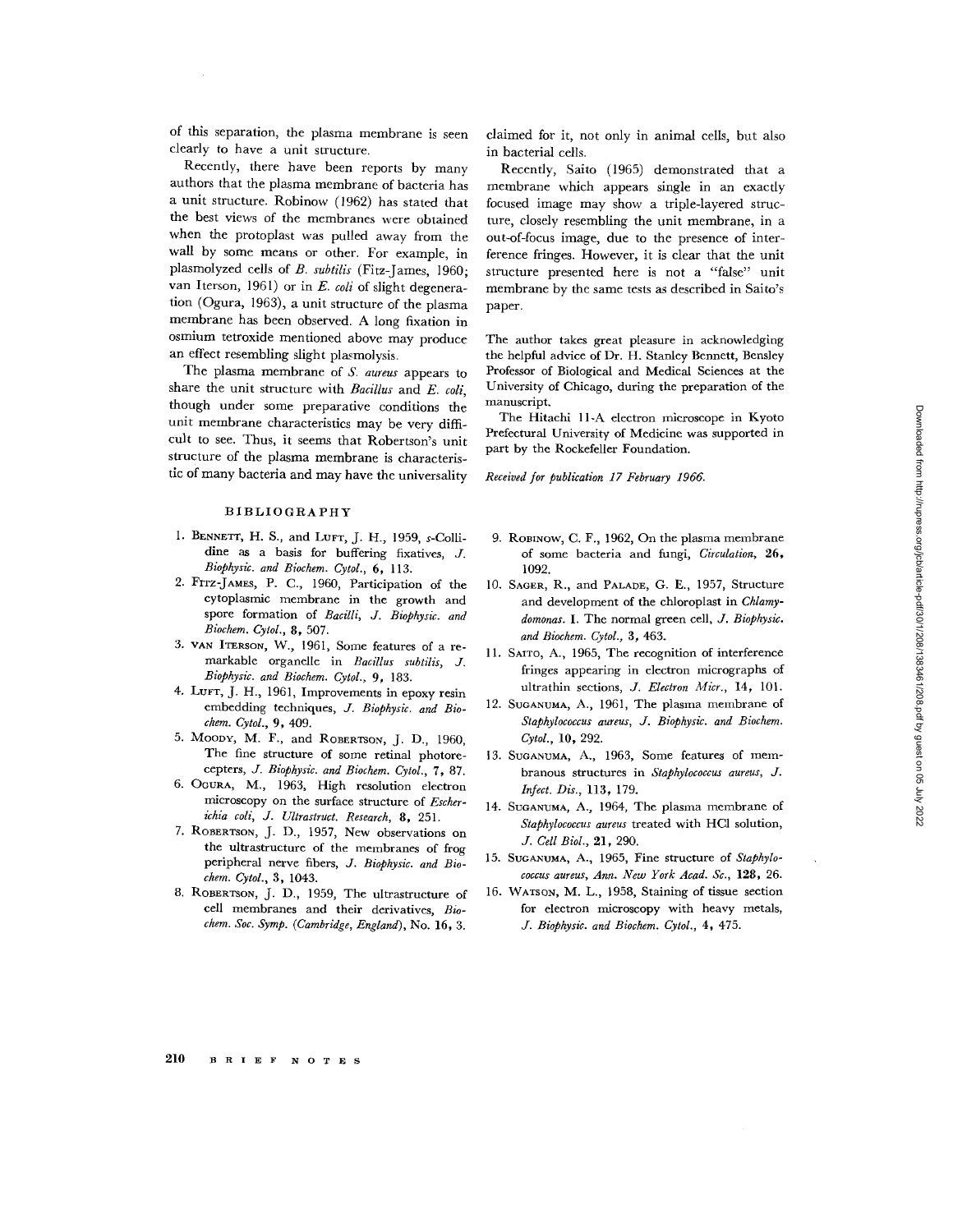of this separation, the plasma membrane is seen clearly to have a unit structure.

Recently, there have been reports by many authors that the plasma membrane of bacteria has a unit structure. Robinow (1962) has stated that the best views of the membranes were obtained when the protoplast was pulled away from the wall by some means or other. For example, in plasmolyzed cells of *B. subtilis* (Fitz-James, 1960; van Iterson, 1961) or in *E. coli* of slight degeneration (Ogura, 1963), a unit structure of the plasma membrane has been observed. A long fixation in osmium tetroxide mentioned above may produce an effect resembling slight plasmolysis.

The plasma membrane of *S. aureus* appears to share the unit structure with *Bacillus* and *E. coli*, though under some preparative conditions the unit membrane characteristics may be very difficult to see. Thus, it seems that Robertson's unit structure of the plasma membrane is characteristic of many bacteria and may have the universality claimed for it, not only in animal cells, but also in bacterial cells.

Recently, Saito (1965) demonstrated that a membrane which appears single in an exactly focused image may show a triple-layered structure, closely resembling the unit membrane, in a out-of-focus image, due to the presence of interference fringes. However, it is clear that the unit structure presented here is not a "false" unit membrane by the same tests as described in Saito's paper.

The author takes great pleasure in acknowledging the helpful advice of Dr. H. Stanley Bennett, Bensley Professor of Biological and Medical Sciences at the University of Chicago, during the preparation of the manuscript.

The Hitachi 11-A electron microscope in Kyoto Prefectural University of Medicine was supported in part by the Rockefeller Foundation.

*Received for publication 17 February 1966.*

## BIBLIOGRAPHY

1. Bennett, H. S., and Luft, J. H., 1959, *s*-Collidine as a basis for buffering fixatives, *J. Biophysic. and Biochem. Cytol.*, **6**, 113.
2. Fitz-James, P. C., 1960, Participation of the cytoplasmic membrane in the growth and spore formation of *Bacilli*, *J. Biophysic. and Biochem. Cytol.*, **8**, 507.
3. van Iterson, W., 1961, Some features of a remarkable organelle in *Bacillus subtilis*, *J. Biophysic. and Biochem. Cytol.*, **9**, 183.
4. Luft, J. H., 1961, Improvements in epoxy resin embedding techniques, *J. Biophysic. and Biochem. Cytol.*, **9**, 409.
5. Moody, M. F., and Robertson, J. D., 1960, The fine structure of some retinal photoreceptors, *J. Biophysic. and Biochem. Cytol.*, **7**, 87.
6. Ogura, M., 1963, High resolution electron microscopy on the surface structure of *Escherichia coli*, *J. Ultrastruct. Research*, **8**, 251.
7. Robertson, J. D., 1957, New observations on the ultrastructure of the membranes of frog peripheral nerve fibers, *J. Biophysic. and Biochem. Cytol.*, **3**, 1043.
8. Robertson, J. D., 1959, The ultrastructure of cell membranes and their derivatives, *Biochem. Soc. Symp. (Cambridge, England)*, No. **16**, 3.
9. Robinow, C. F., 1962, On the plasma membrane of some bacteria and fungi, *Circulation*, **26**, 1092.
10. Sager, R., and Palade, G. E., 1957, Structure and development of the chloroplast in *Chlamydomonas*. I. The normal green cell, *J. Biophysic. and Biochem. Cytol.*, **3**, 463.
11. Saito, A., 1965, The recognition of interference fringes appearing in electron micrographs of ultrathin sections, *J. Electron Micr.*, **14**, 101.
12. Suganuma, A., 1961, The plasma membrane of *Staphylococcus aureus*, *J. Biophysic. and Biochem. Cytol.*, **10**, 292.
13. Suganuma, A., 1963, Some features of membranous structures in *Staphylococcus aureus*, *J. Infect. Dis.*, **113**, 179.
14. Suganuma, A., 1964, The plasma membrane of *Staphylococcus aureus* treated with HCl solution, *J. Cell Biol.*, **21**, 290.
15. Suganuma, A., 1965, Fine structure of *Staphylococcus aureus*, *Ann. New York Acad. Sc.*, **128**, 26.
16. Watson, M. L., 1958, Staining of tissue section for electron microscopy with heavy metals, *J. Biophysic. and Biochem. Cytol.*, **4**, 475.